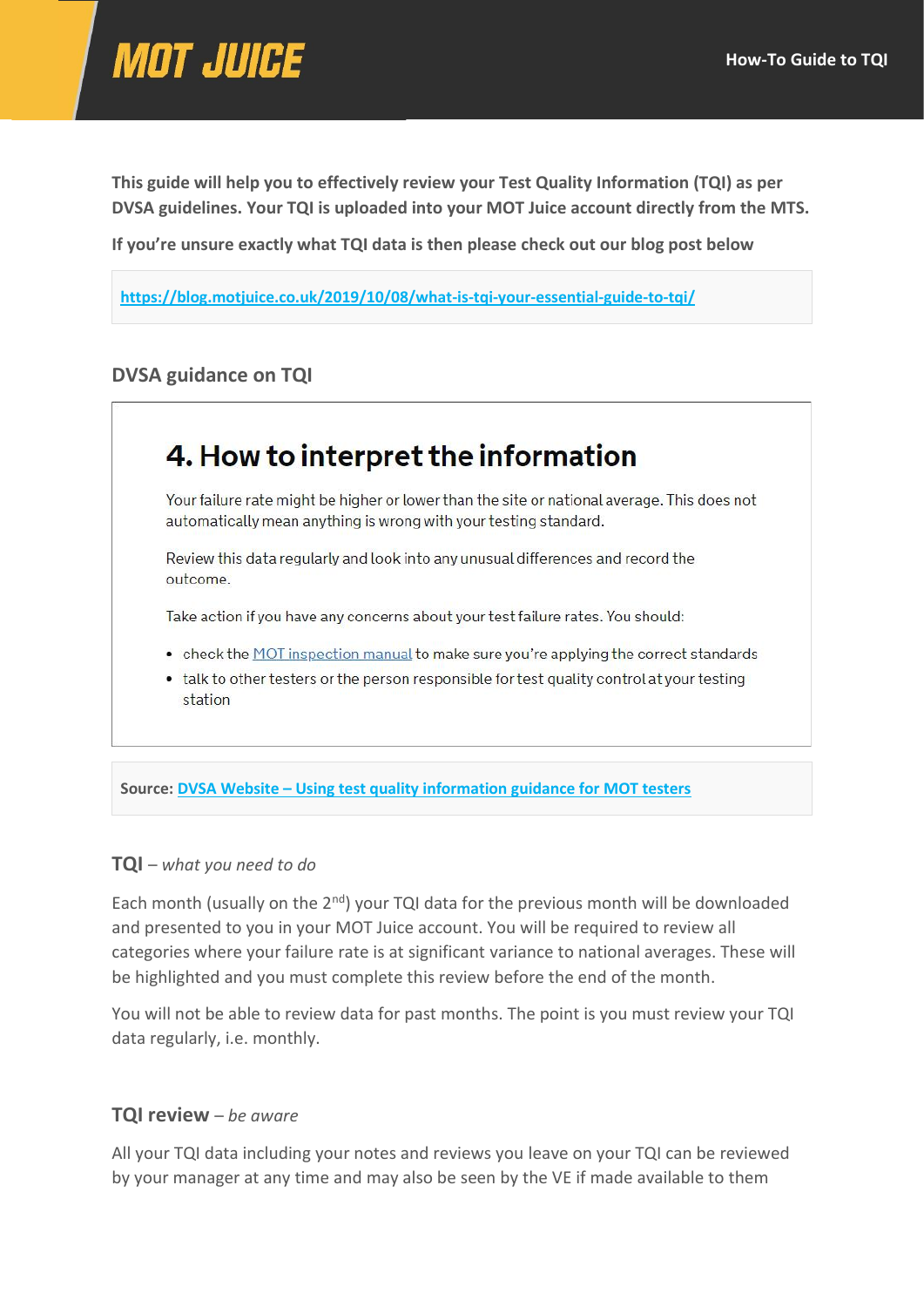# MOT JUICE

## How-To Guide to TQI

**This guide will help you to effectively review your Test Quality Information (TQI) as per DVSA guidelines. Your TQI is uploaded into your MOT Juice account directly from the MTS.**

**If you're unsure exactly what TQI data is then please check out our blog post below**

https://blog.motjuice.co.uk/2019/10/08/what-is-tqi-your-essential-guide-to-tqi/

### DVSA guidance on TQI

> ## 4. How to interpret the information
>
> Your failure rate might be higher or lower than the site or national average. This does not automatically mean anything is wrong with your testing standard.
>
> Review this data regularly and look into any unusual differences and record the outcome.
>
> Take action if you have any concerns about your test failure rates. You should:
>
> - check the MOT inspection manual to make sure you're applying the correct standards
> - talk to other testers or the person responsible for test quality control at your testing station

**Source:** DVSA Website – Using test quality information guidance for MOT testers

### TQI – *what you need to do*

Each month (usually on the 2nd) your TQI data for the previous month will be downloaded and presented to you in your MOT Juice account. You will be required to review all categories where your failure rate is at significant variance to national averages. These will be highlighted and you must complete this review before the end of the month.

You will not be able to review data for past months. The point is you must review your TQI data regularly, i.e. monthly.

### TQI review – *be aware*

All your TQI data including your notes and reviews you leave on your TQI can be reviewed by your manager at any time and may also be seen by the VE if made available to them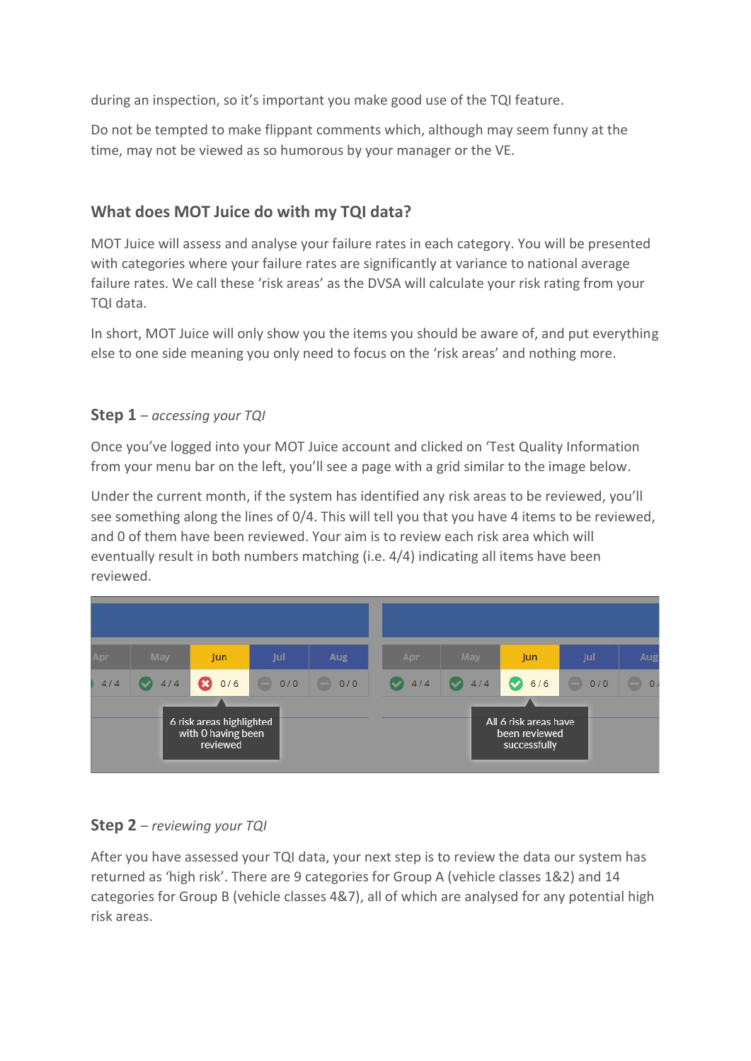during an inspection, so it's important you make good use of the TQI feature.

Do not be tempted to make flippant comments which, although may seem funny at the time, may not be viewed as so humorous by your manager or the VE.

## What does MOT Juice do with my TQI data?

MOT Juice will assess and analyse your failure rates in each category. You will be presented with categories where your failure rates are significantly at variance to national average failure rates. We call these 'risk areas' as the DVSA will calculate your risk rating from your TQI data.

In short, MOT Juice will only show you the items you should be aware of, and put everything else to one side meaning you only need to focus on the 'risk areas' and nothing more.

### Step 1 – *accessing your TQI*

Once you've logged into your MOT Juice account and clicked on 'Test Quality Information from your menu bar on the left, you'll see a page with a grid similar to the image below.

Under the current month, if the system has identified any risk areas to be reviewed, you'll see something along the lines of 0/4. This will tell you that you have 4 items to be reviewed, and 0 of them have been reviewed. Your aim is to review each risk area which will eventually result in both numbers matching (i.e. 4/4) indicating all items have been reviewed.

| Apr | May | Jun | Jul | Aug |
|---|---|---|---|---|
| 4 / 4 | 4 / 4 | 0 / 6 | 0 / 0 | 0 / 0 |

6 risk areas highlighted with 0 having been reviewed

| Apr | May | Jun | Jul | Aug |
|---|---|---|---|---|
| 4 / 4 | 4 / 4 | 6 / 6 | 0 / 0 | 0 / |

All 6 risk areas have been reviewed successfully

### Step 2 – *reviewing your TQI*

After you have assessed your TQI data, your next step is to review the data our system has returned as 'high risk'. There are 9 categories for Group A (vehicle classes 1&2) and 14 categories for Group B (vehicle classes 4&7), all of which are analysed for any potential high risk areas.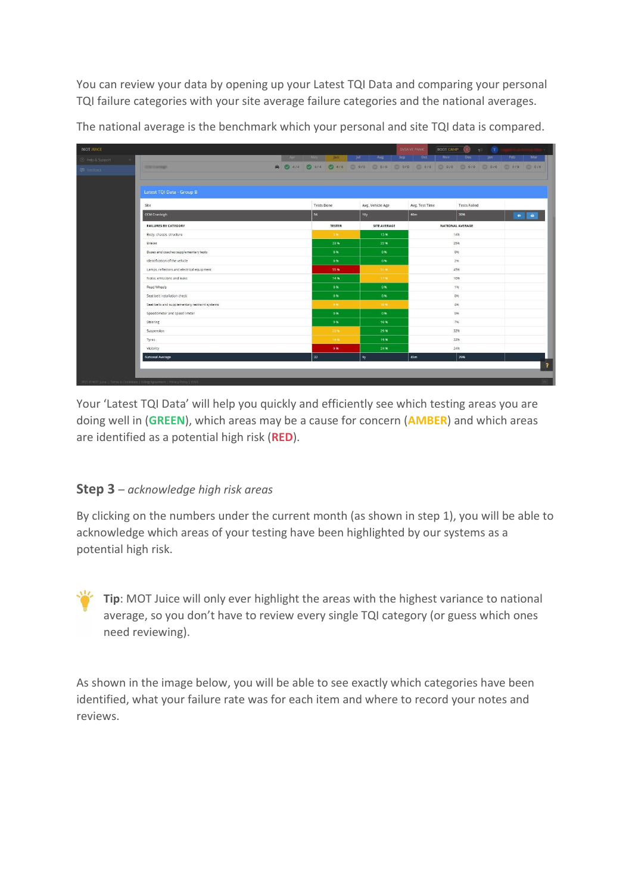You can review your data by opening up your Latest TQI Data and comparing your personal TQI failure categories with your site average failure categories and the national averages.

The national average is the benchmark which your personal and site TQI data is compared.

Your 'Latest TQI Data' will help you quickly and efficiently see which testing areas you are doing well in (**GREEN**), which areas may be a cause for concern (**AMBER**) and which areas are identified as a potential high risk (**RED**).

### **Step 3** – *acknowledge high risk areas*

By clicking on the numbers under the current month (as shown in step 1), you will be able to acknowledge which areas of your testing have been highlighted by our systems as a potential high risk.

**Tip**: MOT Juice will only ever highlight the areas with the highest variance to national average, so you don't have to review every single TQI category (or guess which ones need reviewing).

As shown in the image below, you will be able to see exactly which categories have been identified, what your failure rate was for each item and where to record your notes and reviews.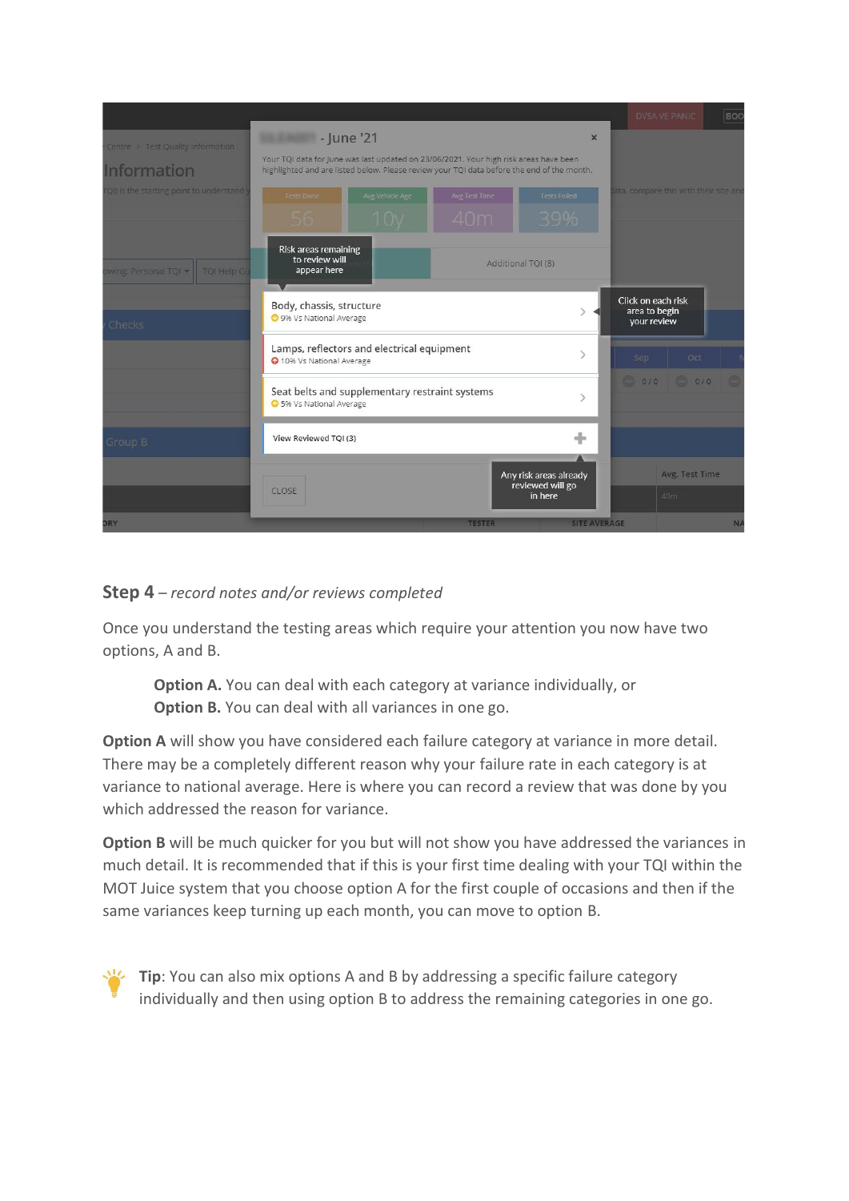**Step 4** – *record notes and/or reviews completed*

Once you understand the testing areas which require your attention you now have two options, A and B.

> **Option A.** You can deal with each category at variance individually, or
> **Option B.** You can deal with all variances in one go.

**Option A** will show you have considered each failure category at variance in more detail. There may be a completely different reason why your failure rate in each category is at variance to national average. Here is where you can record a review that was done by you which addressed the reason for variance.

**Option B** will be much quicker for you but will not show you have addressed the variances in much detail. It is recommended that if this is your first time dealing with your TQI within the MOT Juice system that you choose option A for the first couple of occasions and then if the same variances keep turning up each month, you can move to option B.

**Tip**: You can also mix options A and B by addressing a specific failure category individually and then using option B to address the remaining categories in one go.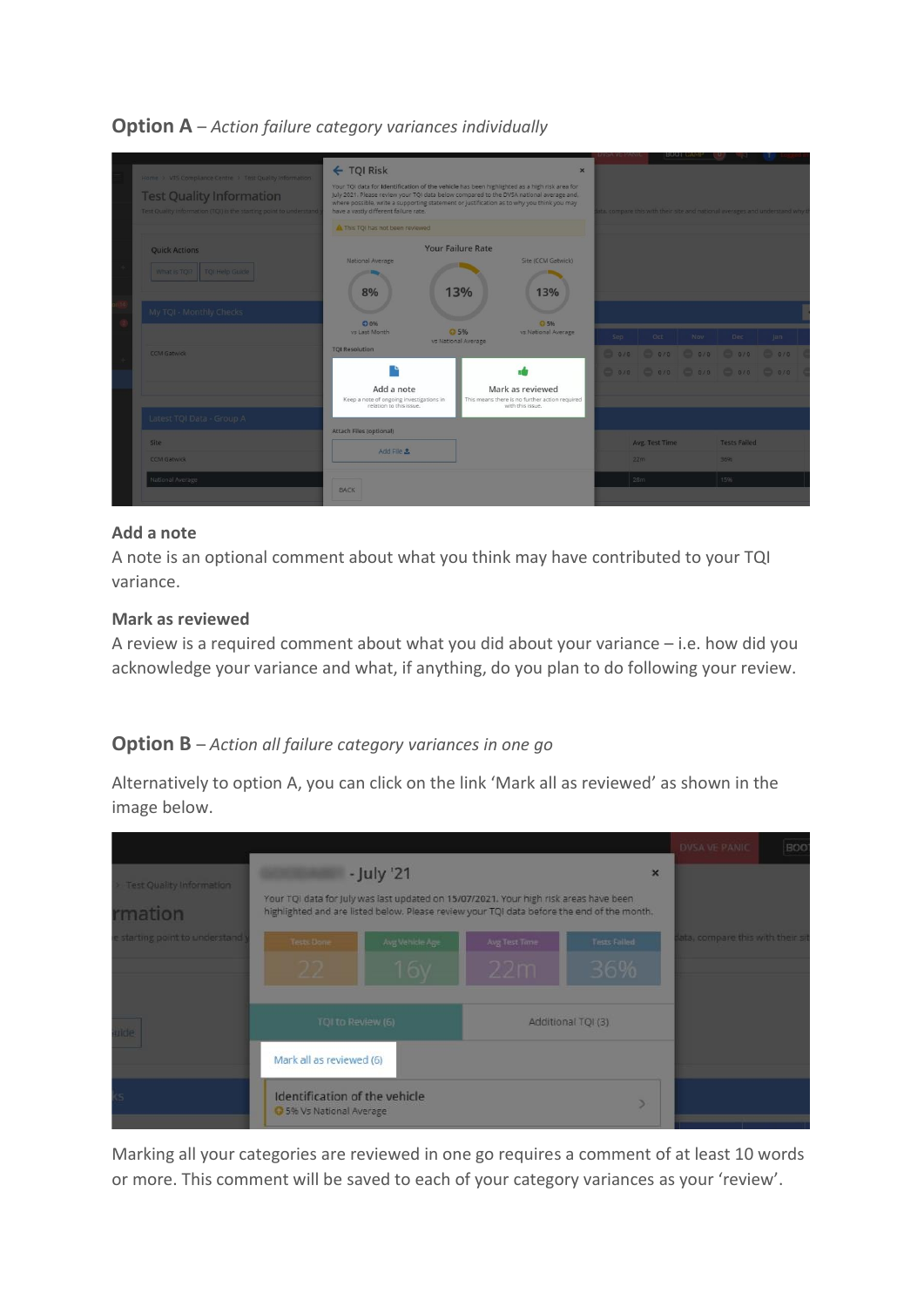## Option A – *Action failure category variances individually*

### Add a note

A note is an optional comment about what you think may have contributed to your TQI variance.

### Mark as reviewed

A review is a required comment about what you did about your variance – i.e. how did you acknowledge your variance and what, if anything, do you plan to do following your review.

## Option B – *Action all failure category variances in one go*

Alternatively to option A, you can click on the link 'Mark all as reviewed' as shown in the image below.

Marking all your categories are reviewed in one go requires a comment of at least 10 words or more. This comment will be saved to each of your category variances as your 'review'.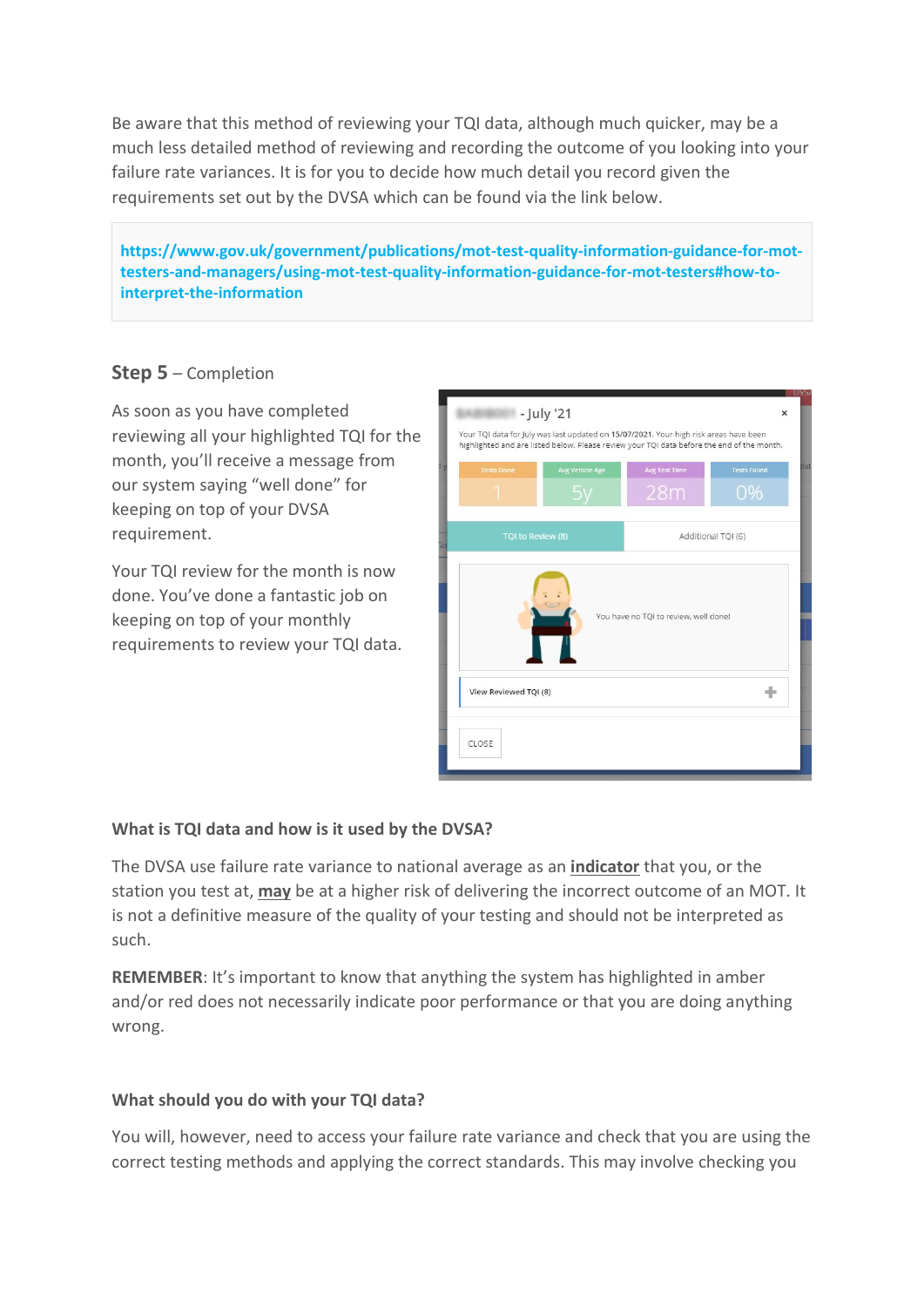Be aware that this method of reviewing your TQI data, although much quicker, may be a much less detailed method of reviewing and recording the outcome of you looking into your failure rate variances. It is for you to decide how much detail you record given the requirements set out by the DVSA which can be found via the link below.

**https://www.gov.uk/government/publications/mot-test-quality-information-guidance-for-mot-testers-and-managers/using-mot-test-quality-information-guidance-for-mot-testers#how-to-interpret-the-information**

### **Step 5** – Completion

As soon as you have completed reviewing all your highlighted TQI for the month, you'll receive a message from our system saying "well done" for keeping on top of your DVSA requirement.

Your TQI review for the month is now done. You've done a fantastic job on keeping on top of your monthly requirements to review your TQI data.

#### **What is TQI data and how is it used by the DVSA?**

The DVSA use failure rate variance to national average as an **indicator** that you, or the station you test at, **may** be at a higher risk of delivering the incorrect outcome of an MOT. It is not a definitive measure of the quality of your testing and should not be interpreted as such.

**REMEMBER**: It's important to know that anything the system has highlighted in amber and/or red does not necessarily indicate poor performance or that you are doing anything wrong.

#### **What should you do with your TQI data?**

You will, however, need to access your failure rate variance and check that you are using the correct testing methods and applying the correct standards. This may involve checking you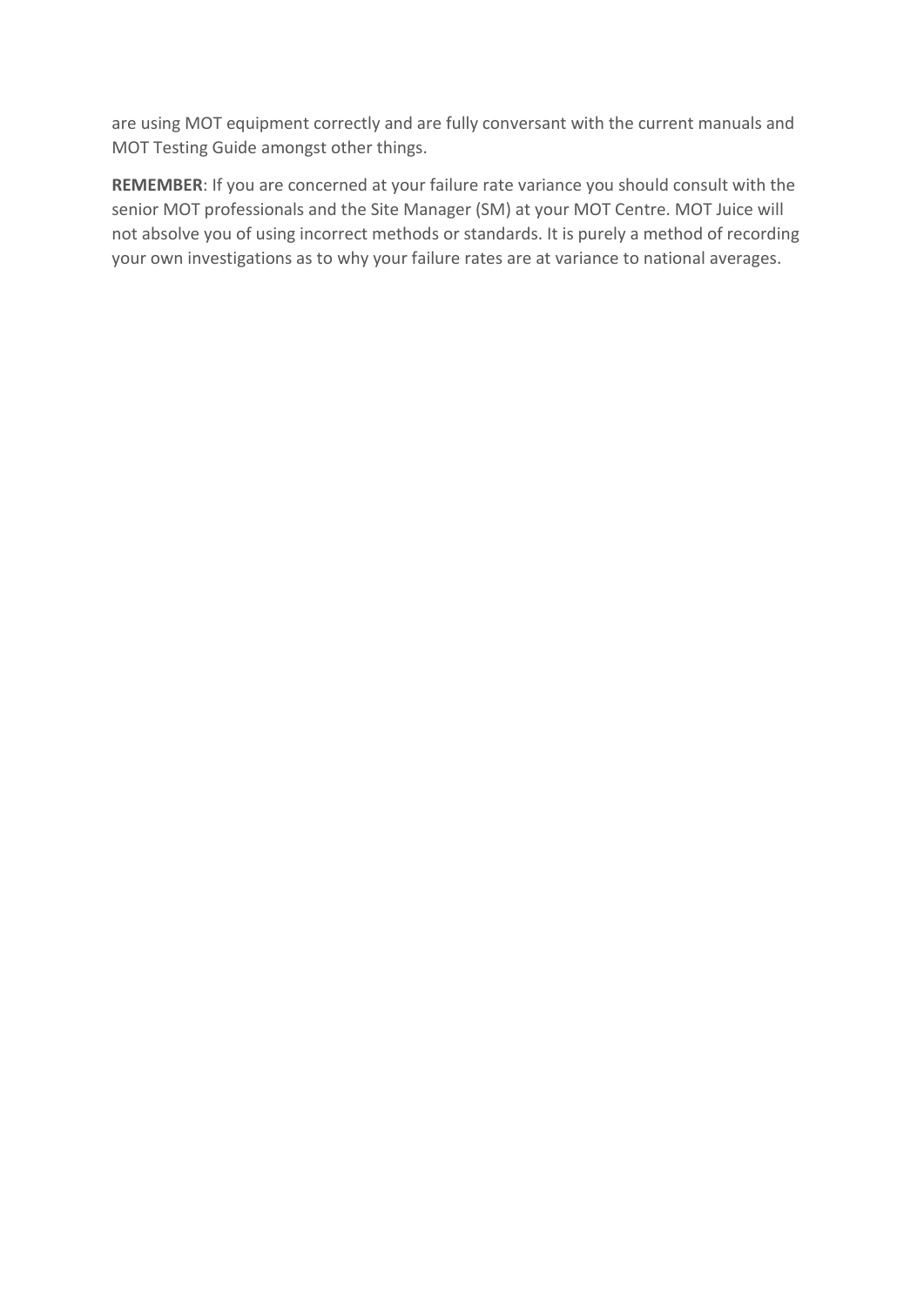are using MOT equipment correctly and are fully conversant with the current manuals and MOT Testing Guide amongst other things.

**REMEMBER**: If you are concerned at your failure rate variance you should consult with the senior MOT professionals and the Site Manager (SM) at your MOT Centre. MOT Juice will not absolve you of using incorrect methods or standards. It is purely a method of recording your own investigations as to why your failure rates are at variance to national averages.